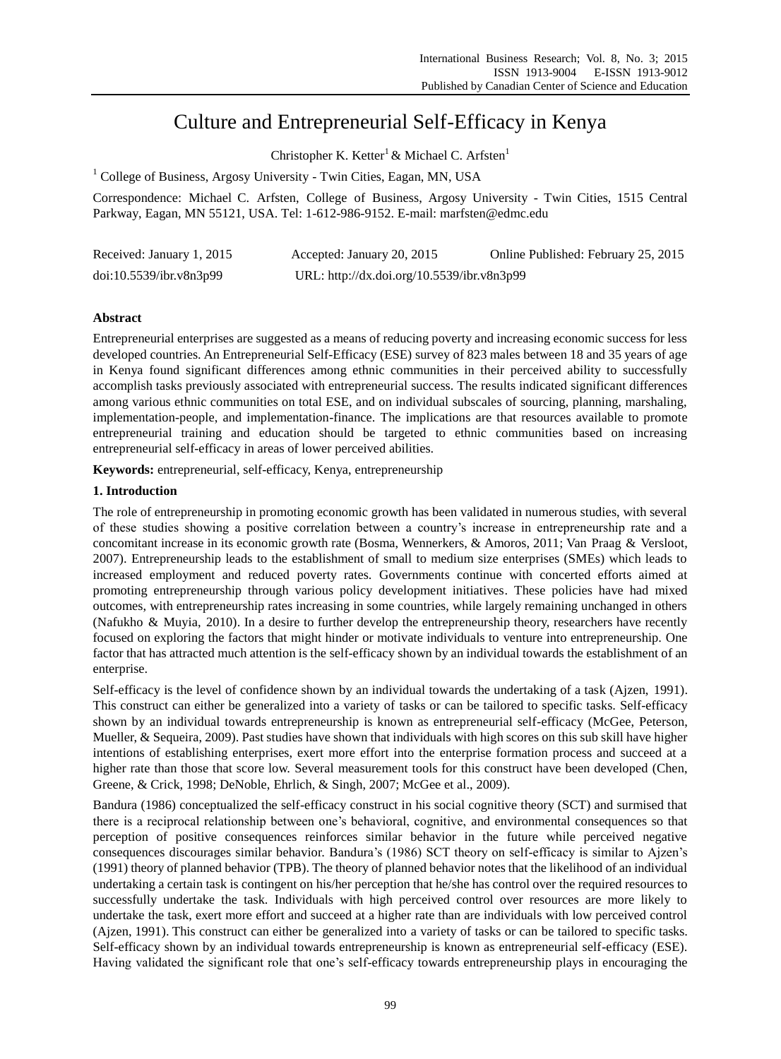# Culture and Entrepreneurial Self-Efficacy in Kenya

Christopher K. Ketter[1] & Michael C. Arfsten[1]

[1] College of Business, Argosy University - Twin Cities, Eagan, MN, USA

Correspondence: Michael C. Arfsten, College of Business, Argosy University - Twin Cities, 1515 Central Parkway, Eagan, MN 55121, USA. Tel: 1-612-986-9152. E-mail: marfsten@edmc.edu

Received: January 1, 2015 Accepted: January 20, 2015 Online Published: February 25, 2015

doi:10.5539/ibr.v8n3p99 URL: http://dx.doi.org/10.5539/ibr.v8n3p99

## Abstract

Entrepreneurial enterprises are suggested as a means of reducing poverty and increasing economic success for less developed countries. An Entrepreneurial Self-Efficacy (ESE) survey of 823 males between 18 and 35 years of age in Kenya found significant differences among ethnic communities in their perceived ability to successfully accomplish tasks previously associated with entrepreneurial success. The results indicated significant differences among various ethnic communities on total ESE, and on individual subscales of sourcing, planning, marshaling, implementation-people, and implementation-finance. The implications are that resources available to promote entrepreneurial training and education should be targeted to ethnic communities based on increasing entrepreneurial self-efficacy in areas of lower perceived abilities.

**Keywords:** entrepreneurial, self-efficacy, Kenya, entrepreneurship

## 1. Introduction

The role of entrepreneurship in promoting economic growth has been validated in numerous studies, with several of these studies showing a positive correlation between a country's increase in entrepreneurship rate and a concomitant increase in its economic growth rate (Bosma, Wennerkers, & Amoros, 2011; Van Praag & Versloot, 2007). Entrepreneurship leads to the establishment of small to medium size enterprises (SMEs) which leads to increased employment and reduced poverty rates. Governments continue with concerted efforts aimed at promoting entrepreneurship through various policy development initiatives. These policies have had mixed outcomes, with entrepreneurship rates increasing in some countries, while largely remaining unchanged in others (Nafukho & Muyia, 2010). In a desire to further develop the entrepreneurship theory, researchers have recently focused on exploring the factors that might hinder or motivate individuals to venture into entrepreneurship. One factor that has attracted much attention is the self-efficacy shown by an individual towards the establishment of an enterprise.

Self-efficacy is the level of confidence shown by an individual towards the undertaking of a task (Ajzen, 1991). This construct can either be generalized into a variety of tasks or can be tailored to specific tasks. Self-efficacy shown by an individual towards entrepreneurship is known as entrepreneurial self-efficacy (McGee, Peterson, Mueller, & Sequeira, 2009). Past studies have shown that individuals with high scores on this sub skill have higher intentions of establishing enterprises, exert more effort into the enterprise formation process and succeed at a higher rate than those that score low. Several measurement tools for this construct have been developed (Chen, Greene, & Crick, 1998; DeNoble, Ehrlich, & Singh, 2007; McGee et al., 2009).

Bandura (1986) conceptualized the self-efficacy construct in his social cognitive theory (SCT) and surmised that there is a reciprocal relationship between one's behavioral, cognitive, and environmental consequences so that perception of positive consequences reinforces similar behavior in the future while perceived negative consequences discourages similar behavior. Bandura's (1986) SCT theory on self-efficacy is similar to Ajzen's (1991) theory of planned behavior (TPB). The theory of planned behavior notes that the likelihood of an individual undertaking a certain task is contingent on his/her perception that he/she has control over the required resources to successfully undertake the task. Individuals with high perceived control over resources are more likely to undertake the task, exert more effort and succeed at a higher rate than are individuals with low perceived control (Ajzen, 1991). This construct can either be generalized into a variety of tasks or can be tailored to specific tasks. Self-efficacy shown by an individual towards entrepreneurship is known as entrepreneurial self-efficacy (ESE). Having validated the significant role that one's self-efficacy towards entrepreneurship plays in encouraging the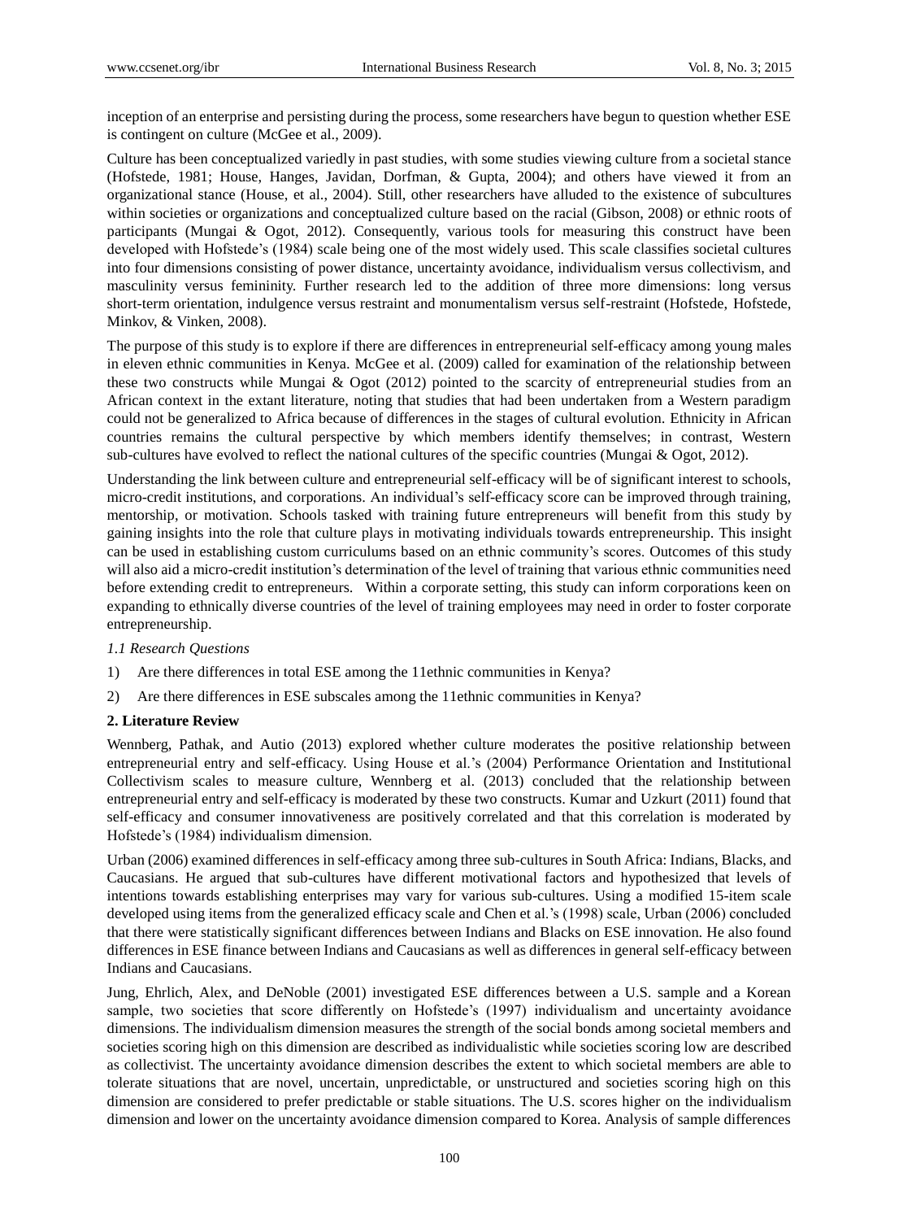inception of an enterprise and persisting during the process, some researchers have begun to question whether ESE is contingent on culture (McGee et al., 2009).

Culture has been conceptualized variedly in past studies, with some studies viewing culture from a societal stance (Hofstede, 1981; House, Hanges, Javidan, Dorfman, & Gupta, 2004); and others have viewed it from an organizational stance (House, et al., 2004). Still, other researchers have alluded to the existence of subcultures within societies or organizations and conceptualized culture based on the racial (Gibson, 2008) or ethnic roots of participants (Mungai & Ogot, 2012). Consequently, various tools for measuring this construct have been developed with Hofstede's (1984) scale being one of the most widely used. This scale classifies societal cultures into four dimensions consisting of power distance, uncertainty avoidance, individualism versus collectivism, and masculinity versus femininity. Further research led to the addition of three more dimensions: long versus short-term orientation, indulgence versus restraint and monumentalism versus self-restraint (Hofstede, Hofstede, Minkov, & Vinken, 2008).

The purpose of this study is to explore if there are differences in entrepreneurial self-efficacy among young males in eleven ethnic communities in Kenya. McGee et al. (2009) called for examination of the relationship between these two constructs while Mungai & Ogot (2012) pointed to the scarcity of entrepreneurial studies from an African context in the extant literature, noting that studies that had been undertaken from a Western paradigm could not be generalized to Africa because of differences in the stages of cultural evolution. Ethnicity in African countries remains the cultural perspective by which members identify themselves; in contrast, Western sub-cultures have evolved to reflect the national cultures of the specific countries (Mungai & Ogot, 2012).

Understanding the link between culture and entrepreneurial self-efficacy will be of significant interest to schools, micro-credit institutions, and corporations. An individual's self-efficacy score can be improved through training, mentorship, or motivation. Schools tasked with training future entrepreneurs will benefit from this study by gaining insights into the role that culture plays in motivating individuals towards entrepreneurship. This insight can be used in establishing custom curriculums based on an ethnic community's scores. Outcomes of this study will also aid a micro-credit institution's determination of the level of training that various ethnic communities need before extending credit to entrepreneurs. Within a corporate setting, this study can inform corporations keen on expanding to ethnically diverse countries of the level of training employees may need in order to foster corporate entrepreneurship.

### *1.1 Research Questions*

1) Are there differences in total ESE among the 11ethnic communities in Kenya?
2) Are there differences in ESE subscales among the 11ethnic communities in Kenya?

## **2. Literature Review**

Wennberg, Pathak, and Autio (2013) explored whether culture moderates the positive relationship between entrepreneurial entry and self-efficacy. Using House et al.'s (2004) Performance Orientation and Institutional Collectivism scales to measure culture, Wennberg et al. (2013) concluded that the relationship between entrepreneurial entry and self-efficacy is moderated by these two constructs. Kumar and Uzkurt (2011) found that self-efficacy and consumer innovativeness are positively correlated and that this correlation is moderated by Hofstede's (1984) individualism dimension.

Urban (2006) examined differences in self-efficacy among three sub-cultures in South Africa: Indians, Blacks, and Caucasians. He argued that sub-cultures have different motivational factors and hypothesized that levels of intentions towards establishing enterprises may vary for various sub-cultures. Using a modified 15-item scale developed using items from the generalized efficacy scale and Chen et al.'s (1998) scale, Urban (2006) concluded that there were statistically significant differences between Indians and Blacks on ESE innovation. He also found differences in ESE finance between Indians and Caucasians as well as differences in general self-efficacy between Indians and Caucasians.

Jung, Ehrlich, Alex, and DeNoble (2001) investigated ESE differences between a U.S. sample and a Korean sample, two societies that score differently on Hofstede's (1997) individualism and uncertainty avoidance dimensions. The individualism dimension measures the strength of the social bonds among societal members and societies scoring high on this dimension are described as individualistic while societies scoring low are described as collectivist. The uncertainty avoidance dimension describes the extent to which societal members are able to tolerate situations that are novel, uncertain, unpredictable, or unstructured and societies scoring high on this dimension are considered to prefer predictable or stable situations. The U.S. scores higher on the individualism dimension and lower on the uncertainty avoidance dimension compared to Korea. Analysis of sample differences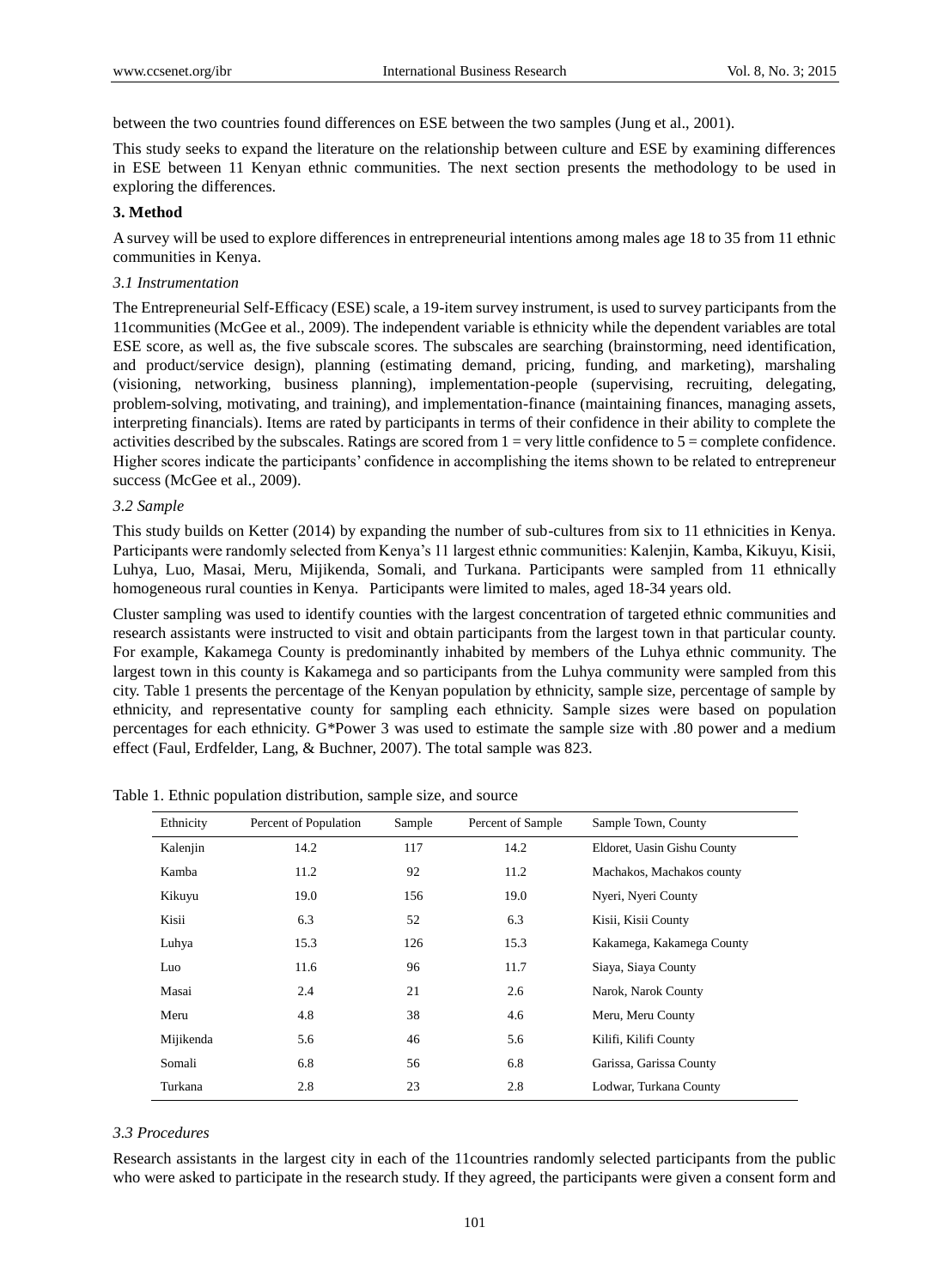between the two countries found differences on ESE between the two samples (Jung et al., 2001).

This study seeks to expand the literature on the relationship between culture and ESE by examining differences in ESE between 11 Kenyan ethnic communities. The next section presents the methodology to be used in exploring the differences.

## 3. Method

A survey will be used to explore differences in entrepreneurial intentions among males age 18 to 35 from 11 ethnic communities in Kenya.

### *3.1 Instrumentation*

The Entrepreneurial Self-Efficacy (ESE) scale, a 19-item survey instrument, is used to survey participants from the 11communities (McGee et al., 2009). The independent variable is ethnicity while the dependent variables are total ESE score, as well as, the five subscale scores. The subscales are searching (brainstorming, need identification, and product/service design), planning (estimating demand, pricing, funding, and marketing), marshaling (visioning, networking, business planning), implementation-people (supervising, recruiting, delegating, problem-solving, motivating, and training), and implementation-finance (maintaining finances, managing assets, interpreting financials). Items are rated by participants in terms of their confidence in their ability to complete the activities described by the subscales. Ratings are scored from 1 = very little confidence to 5 = complete confidence. Higher scores indicate the participants' confidence in accomplishing the items shown to be related to entrepreneur success (McGee et al., 2009).

### *3.2 Sample*

This study builds on Ketter (2014) by expanding the number of sub-cultures from six to 11 ethnicities in Kenya. Participants were randomly selected from Kenya's 11 largest ethnic communities: Kalenjin, Kamba, Kikuyu, Kisii, Luhya, Luo, Masai, Meru, Mijikenda, Somali, and Turkana. Participants were sampled from 11 ethnically homogeneous rural counties in Kenya. Participants were limited to males, aged 18-34 years old.

Cluster sampling was used to identify counties with the largest concentration of targeted ethnic communities and research assistants were instructed to visit and obtain participants from the largest town in that particular county. For example, Kakamega County is predominantly inhabited by members of the Luhya ethnic community. The largest town in this county is Kakamega and so participants from the Luhya community were sampled from this city. Table 1 presents the percentage of the Kenyan population by ethnicity, sample size, percentage of sample by ethnicity, and representative county for sampling each ethnicity. Sample sizes were based on population percentages for each ethnicity. G*Power 3 was used to estimate the sample size with .80 power and a medium effect (Faul, Erdfelder, Lang, & Buchner, 2007). The total sample was 823.

Table 1. Ethnic population distribution, sample size, and source

| Ethnicity | Percent of Population | Sample | Percent of Sample | Sample Town, County |
|---|---|---|---|---|
| Kalenjin | 14.2 | 117 | 14.2 | Eldoret, Uasin Gishu County |
| Kamba | 11.2 | 92 | 11.2 | Machakos, Machakos county |
| Kikuyu | 19.0 | 156 | 19.0 | Nyeri, Nyeri County |
| Kisii | 6.3 | 52 | 6.3 | Kisii, Kisii County |
| Luhya | 15.3 | 126 | 15.3 | Kakamega, Kakamega County |
| Luo | 11.6 | 96 | 11.7 | Siaya, Siaya County |
| Masai | 2.4 | 21 | 2.6 | Narok, Narok County |
| Meru | 4.8 | 38 | 4.6 | Meru, Meru County |
| Mijikenda | 5.6 | 46 | 5.6 | Kilifi, Kilifi County |
| Somali | 6.8 | 56 | 6.8 | Garissa, Garissa County |
| Turkana | 2.8 | 23 | 2.8 | Lodwar, Turkana County |

### *3.3 Procedures*

Research assistants in the largest city in each of the 11countries randomly selected participants from the public who were asked to participate in the research study. If they agreed, the participants were given a consent form and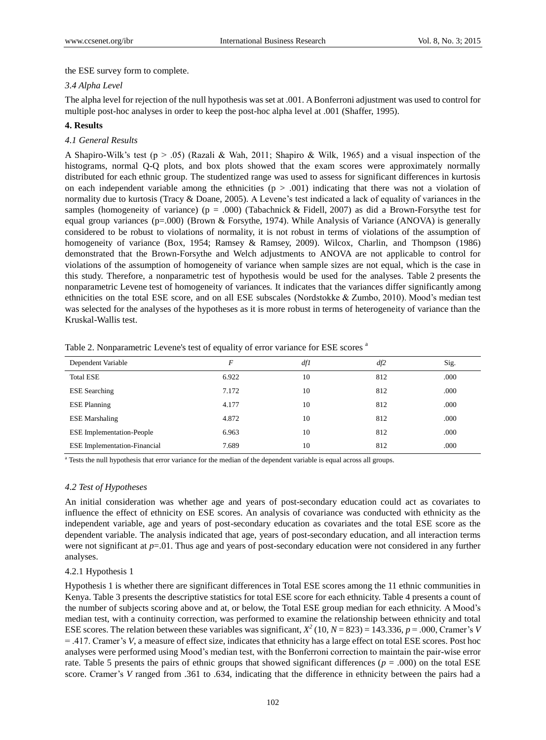the ESE survey form to complete.

### *3.4 Alpha Level*

The alpha level for rejection of the null hypothesis was set at .001. A Bonferroni adjustment was used to control for multiple post-hoc analyses in order to keep the post-hoc alpha level at .001 (Shaffer, 1995).

## 4. Results

### *4.1 General Results*

A Shapiro-Wilk's test ($p > .05$) (Razali & Wah, 2011; Shapiro & Wilk, 1965) and a visual inspection of the histograms, normal Q-Q plots, and box plots showed that the exam scores were approximately normally distributed for each ethnic group. The studentized range was used to assess for significant differences in kurtosis on each independent variable among the ethnicities ($p > .001$) indicating that there was not a violation of normality due to kurtosis (Tracy & Doane, 2005). A Levene's test indicated a lack of equality of variances in the samples (homogeneity of variance) ($p = .000$) (Tabachnick & Fidell, 2007) as did a Brown-Forsythe test for equal group variances ($p=.000$) (Brown & Forsythe, 1974). While Analysis of Variance (ANOVA) is generally considered to be robust to violations of normality, it is not robust in terms of violations of the assumption of homogeneity of variance (Box, 1954; Ramsey & Ramsey, 2009). Wilcox, Charlin, and Thompson (1986) demonstrated that the Brown-Forsythe and Welch adjustments to ANOVA are not applicable to control for violations of the assumption of homogeneity of variance when sample sizes are not equal, which is the case in this study. Therefore, a nonparametric test of hypothesis would be used for the analyses. Table 2 presents the nonparametric Levene test of homogeneity of variances. It indicates that the variances differ significantly among ethnicities on the total ESE score, and on all ESE subscales (Nordstokke & Zumbo, 2010). Mood's median test was selected for the analyses of the hypotheses as it is more robust in terms of heterogeneity of variance than the Kruskal-Wallis test.

Table 2. Nonparametric Levene's test of equality of error variance for ESE scores [a]

| Dependent Variable | *F* | *df1* | *df2* | Sig. |
|---|---|---|---|---|
| Total ESE | 6.922 | 10 | 812 | .000 |
| ESE Searching | 7.172 | 10 | 812 | .000 |
| ESE Planning | 4.177 | 10 | 812 | .000 |
| ESE Marshaling | 4.872 | 10 | 812 | .000 |
| ESE Implementation-People | 6.963 | 10 | 812 | .000 |
| ESE Implementation-Financial | 7.689 | 10 | 812 | .000 |

[a] Tests the null hypothesis that error variance for the median of the dependent variable is equal across all groups.

### *4.2 Test of Hypotheses*

An initial consideration was whether age and years of post-secondary education could act as covariates to influence the effect of ethnicity on ESE scores. An analysis of covariance was conducted with ethnicity as the independent variable, age and years of post-secondary education as covariates and the total ESE score as the dependent variable. The analysis indicated that age, years of post-secondary education, and all interaction terms were not significant at $p$=.01. Thus age and years of post-secondary education were not considered in any further analyses.

#### 4.2.1 Hypothesis 1

Hypothesis 1 is whether there are significant differences in Total ESE scores among the 11 ethnic communities in Kenya. Table 3 presents the descriptive statistics for total ESE score for each ethnicity. Table 4 presents a count of the number of subjects scoring above and at, or below, the Total ESE group median for each ethnicity. A Mood's median test, with a continuity correction, was performed to examine the relationship between ethnicity and total ESE scores. The relation between these variables was significant, $X^2$ $(10, N = 823) = 143.336$, $p = .000$, Cramer's $V = .417$. Cramer's $V$, a measure of effect size, indicates that ethnicity has a large effect on total ESE scores. Post hoc analyses were performed using Mood's median test, with the Bonferroni correction to maintain the pair-wise error rate. Table 5 presents the pairs of ethnic groups that showed significant differences ($p = .000$) on the total ESE score. Cramer's $V$ ranged from .361 to .634, indicating that the difference in ethnicity between the pairs had a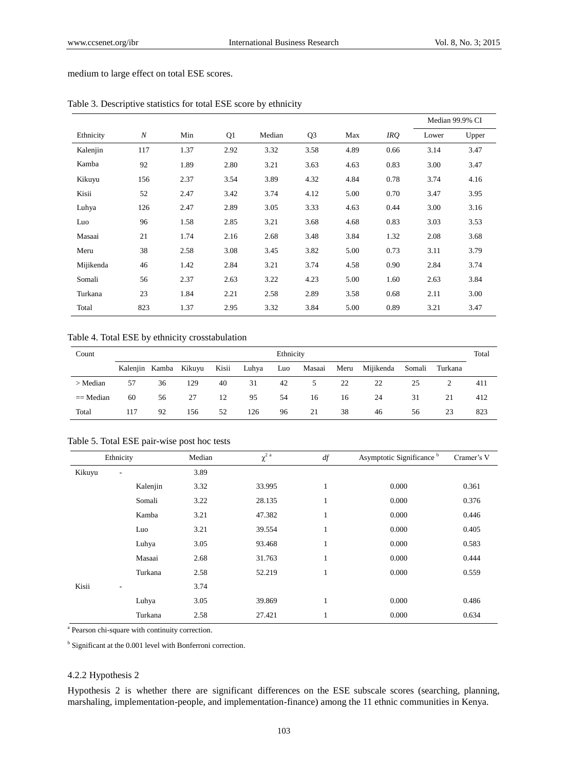medium to large effect on total ESE scores.

Table 3. Descriptive statistics for total ESE score by ethnicity

| | | | | | | | | Median 99.9% CI | |
|---|---|---|---|---|---|---|---|---|---|
| Ethnicity | *N* | Min | Q1 | Median | Q3 | Max | *IRQ* | Lower | Upper |
| Kalenjin | 117 | 1.37 | 2.92 | 3.32 | 3.58 | 4.89 | 0.66 | 3.14 | 3.47 |
| Kamba | 92 | 1.89 | 2.80 | 3.21 | 3.63 | 4.63 | 0.83 | 3.00 | 3.47 |
| Kikuyu | 156 | 2.37 | 3.54 | 3.89 | 4.32 | 4.84 | 0.78 | 3.74 | 4.16 |
| Kisii | 52 | 2.47 | 3.42 | 3.74 | 4.12 | 5.00 | 0.70 | 3.47 | 3.95 |
| Luhya | 126 | 2.47 | 2.89 | 3.05 | 3.33 | 4.63 | 0.44 | 3.00 | 3.16 |
| Luo | 96 | 1.58 | 2.85 | 3.21 | 3.68 | 4.68 | 0.83 | 3.03 | 3.53 |
| Masaai | 21 | 1.74 | 2.16 | 2.68 | 3.48 | 3.84 | 1.32 | 2.08 | 3.68 |
| Meru | 38 | 2.58 | 3.08 | 3.45 | 3.82 | 5.00 | 0.73 | 3.11 | 3.79 |
| Mijikenda | 46 | 1.42 | 2.84 | 3.21 | 3.74 | 4.58 | 0.90 | 2.84 | 3.74 |
| Somali | 56 | 2.37 | 2.63 | 3.22 | 4.23 | 5.00 | 1.60 | 2.63 | 3.84 |
| Turkana | 23 | 1.84 | 2.21 | 2.58 | 2.89 | 3.58 | 0.68 | 2.11 | 3.00 |
| Total | 823 | 1.37 | 2.95 | 3.32 | 3.84 | 5.00 | 0.89 | 3.21 | 3.47 |

Table 4. Total ESE by ethnicity crosstabulation

| Count | Ethnicity | | | | | | | | | | | Total |
|---|---|---|---|---|---|---|---|---|---|---|---|---|
| | Kalenjin | Kamba | Kikuyu | Kisii | Luhya | Luo | Masaai | Meru | Mijikenda | Somali | Turkana | |
| > Median | 57 | 36 | 129 | 40 | 31 | 42 | 5 | 22 | 22 | 25 | 2 | 411 |
| == Median | 60 | 56 | 27 | 12 | 95 | 54 | 16 | 16 | 24 | 31 | 21 | 412 |
| Total | 117 | 92 | 156 | 52 | 126 | 96 | 21 | 38 | 46 | 56 | 23 | 823 |

Table 5. Total ESE pair-wise post hoc tests

| Ethnicity | | Median | $\chi^2$ [a] | *df* | Asymptotic Significance [b] | Cramer's V |
|---|---|---|---|---|---|---|
| Kikuyu | - | 3.89 | | | | |
| | Kalenjin | 3.32 | 33.995 | 1 | 0.000 | 0.361 |
| | Somali | 3.22 | 28.135 | 1 | 0.000 | 0.376 |
| | Kamba | 3.21 | 47.382 | 1 | 0.000 | 0.446 |
| | Luo | 3.21 | 39.554 | 1 | 0.000 | 0.405 |
| | Luhya | 3.05 | 93.468 | 1 | 0.000 | 0.583 |
| | Masaai | 2.68 | 31.763 | 1 | 0.000 | 0.444 |
| | Turkana | 2.58 | 52.219 | 1 | 0.000 | 0.559 |
| Kisii | - | 3.74 | | | | |
| | Luhya | 3.05 | 39.869 | 1 | 0.000 | 0.486 |
| | Turkana | 2.58 | 27.421 | 1 | 0.000 | 0.634 |

[a] Pearson chi-square with continuity correction.

[b] Significant at the 0.001 level with Bonferroni correction.

#### 4.2.2 Hypothesis 2

Hypothesis 2 is whether there are significant differences on the ESE subscale scores (searching, planning, marshaling, implementation-people, and implementation-finance) among the 11 ethnic communities in Kenya.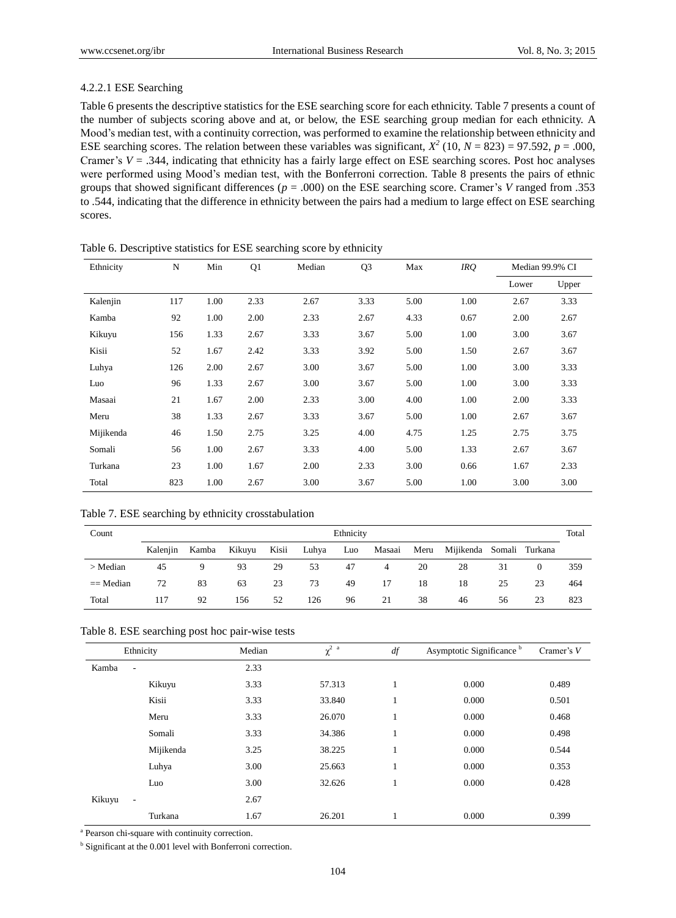#### 4.2.2.1 ESE Searching

Table 6 presents the descriptive statistics for the ESE searching score for each ethnicity. Table 7 presents a count of the number of subjects scoring above and at, or below, the ESE searching group median for each ethnicity. A Mood's median test, with a continuity correction, was performed to examine the relationship between ethnicity and ESE searching scores. The relation between these variables was significant, $X^2$ (10, $N$ = 823) = 97.592, $p$ = .000, Cramer's $V$ = .344, indicating that ethnicity has a fairly large effect on ESE searching scores. Post hoc analyses were performed using Mood's median test, with the Bonferroni correction. Table 8 presents the pairs of ethnic groups that showed significant differences ($p$ = .000) on the ESE searching score. Cramer's $V$ ranged from .353 to .544, indicating that the difference in ethnicity between the pairs had a medium to large effect on ESE searching scores.

Table 6. Descriptive statistics for ESE searching score by ethnicity

| Ethnicity | N | Min | Q1 | Median | Q3 | Max | *IRQ* | Median 99.9% CI | |
|---|---|---|---|---|---|---|---|---|---|
| | | | | | | | | Lower | Upper |
| Kalenjin | 117 | 1.00 | 2.33 | 2.67 | 3.33 | 5.00 | 1.00 | 2.67 | 3.33 |
| Kamba | 92 | 1.00 | 2.00 | 2.33 | 2.67 | 4.33 | 0.67 | 2.00 | 2.67 |
| Kikuyu | 156 | 1.33 | 2.67 | 3.33 | 3.67 | 5.00 | 1.00 | 3.00 | 3.67 |
| Kisii | 52 | 1.67 | 2.42 | 3.33 | 3.92 | 5.00 | 1.50 | 2.67 | 3.67 |
| Luhya | 126 | 2.00 | 2.67 | 3.00 | 3.67 | 5.00 | 1.00 | 3.00 | 3.33 |
| Luo | 96 | 1.33 | 2.67 | 3.00 | 3.67 | 5.00 | 1.00 | 3.00 | 3.33 |
| Masaai | 21 | 1.67 | 2.00 | 2.33 | 3.00 | 4.00 | 1.00 | 2.00 | 3.33 |
| Meru | 38 | 1.33 | 2.67 | 3.33 | 3.67 | 5.00 | 1.00 | 2.67 | 3.67 |
| Mijikenda | 46 | 1.50 | 2.75 | 3.25 | 4.00 | 4.75 | 1.25 | 2.75 | 3.75 |
| Somali | 56 | 1.00 | 2.67 | 3.33 | 4.00 | 5.00 | 1.33 | 2.67 | 3.67 |
| Turkana | 23 | 1.00 | 1.67 | 2.00 | 2.33 | 3.00 | 0.66 | 1.67 | 2.33 |
| Total | 823 | 1.00 | 2.67 | 3.00 | 3.67 | 5.00 | 1.00 | 3.00 | 3.00 |

Table 7. ESE searching by ethnicity crosstabulation

| Count | Ethnicity | | | | | | | | | | | Total |
|---|---|---|---|---|---|---|---|---|---|---|---|---|
| | Kalenjin | Kamba | Kikuyu | Kisii | Luhya | Luo | Masaai | Meru | Mijikenda | Somali | Turkana | |
| > Median | 45 | 9 | 93 | 29 | 53 | 47 | 4 | 20 | 28 | 31 | 0 | 359 |
| == Median | 72 | 83 | 63 | 23 | 73 | 49 | 17 | 18 | 18 | 25 | 23 | 464 |
| Total | 117 | 92 | 156 | 52 | 126 | 96 | 21 | 38 | 46 | 56 | 23 | 823 |

Table 8. ESE searching post hoc pair-wise tests

| Ethnicity | | Median | $\chi^2$ [a] | *df* | Asymptotic Significance [b] | Cramer's *V* |
|---|---|---|---|---|---|---|
| Kamba | - | 2.33 | | | | |
| | Kikuyu | 3.33 | 57.313 | 1 | 0.000 | 0.489 |
| | Kisii | 3.33 | 33.840 | 1 | 0.000 | 0.501 |
| | Meru | 3.33 | 26.070 | 1 | 0.000 | 0.468 |
| | Somali | 3.33 | 34.386 | 1 | 0.000 | 0.498 |
| | Mijikenda | 3.25 | 38.225 | 1 | 0.000 | 0.544 |
| | Luhya | 3.00 | 25.663 | 1 | 0.000 | 0.353 |
| | Luo | 3.00 | 32.626 | 1 | 0.000 | 0.428 |
| Kikuyu | - | 2.67 | | | | |
| | Turkana | 1.67 | 26.201 | 1 | 0.000 | 0.399 |

[a] Pearson chi-square with continuity correction.

[b] Significant at the 0.001 level with Bonferroni correction.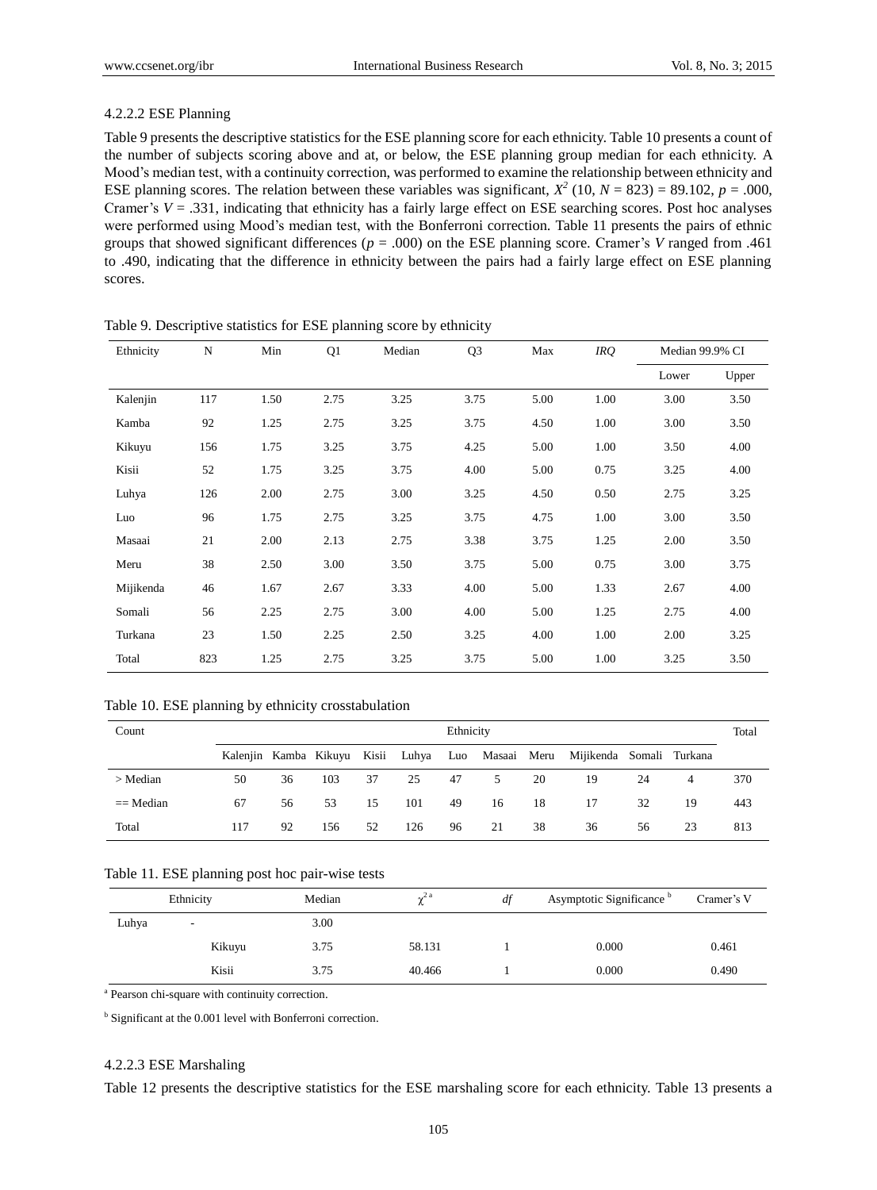#### 4.2.2.2 ESE Planning

Table 9 presents the descriptive statistics for the ESE planning score for each ethnicity. Table 10 presents a count of the number of subjects scoring above and at, or below, the ESE planning group median for each ethnicity. A Mood's median test, with a continuity correction, was performed to examine the relationship between ethnicity and ESE planning scores. The relation between these variables was significant, $X^2$ (10, $N$ = 823) = 89.102, $p$ = .000, Cramer's $V$ = .331, indicating that ethnicity has a fairly large effect on ESE searching scores. Post hoc analyses were performed using Mood's median test, with the Bonferroni correction. Table 11 presents the pairs of ethnic groups that showed significant differences ($p$ = .000) on the ESE planning score. Cramer's $V$ ranged from .461 to .490, indicating that the difference in ethnicity between the pairs had a fairly large effect on ESE planning scores.

Table 9. Descriptive statistics for ESE planning score by ethnicity

| Ethnicity | N | Min | Q1 | Median | Q3 | Max | *IRQ* | Median 99.9% CI | |
|---|---|---|---|---|---|---|---|---|---|
| | | | | | | | | Lower | Upper |
| Kalenjin | 117 | 1.50 | 2.75 | 3.25 | 3.75 | 5.00 | 1.00 | 3.00 | 3.50 |
| Kamba | 92 | 1.25 | 2.75 | 3.25 | 3.75 | 4.50 | 1.00 | 3.00 | 3.50 |
| Kikuyu | 156 | 1.75 | 3.25 | 3.75 | 4.25 | 5.00 | 1.00 | 3.50 | 4.00 |
| Kisii | 52 | 1.75 | 3.25 | 3.75 | 4.00 | 5.00 | 0.75 | 3.25 | 4.00 |
| Luhya | 126 | 2.00 | 2.75 | 3.00 | 3.25 | 4.50 | 0.50 | 2.75 | 3.25 |
| Luo | 96 | 1.75 | 2.75 | 3.25 | 3.75 | 4.75 | 1.00 | 3.00 | 3.50 |
| Masaai | 21 | 2.00 | 2.13 | 2.75 | 3.38 | 3.75 | 1.25 | 2.00 | 3.50 |
| Meru | 38 | 2.50 | 3.00 | 3.50 | 3.75 | 5.00 | 0.75 | 3.00 | 3.75 |
| Mijikenda | 46 | 1.67 | 2.67 | 3.33 | 4.00 | 5.00 | 1.33 | 2.67 | 4.00 |
| Somali | 56 | 2.25 | 2.75 | 3.00 | 4.00 | 5.00 | 1.25 | 2.75 | 4.00 |
| Turkana | 23 | 1.50 | 2.25 | 2.50 | 3.25 | 4.00 | 1.00 | 2.00 | 3.25 |
| Total | 823 | 1.25 | 2.75 | 3.25 | 3.75 | 5.00 | 1.00 | 3.25 | 3.50 |

Table 10. ESE planning by ethnicity crosstabulation

| Count | Ethnicity | | | | | | | | | | | Total |
|---|---|---|---|---|---|---|---|---|---|---|---|---|
| | Kalenjin | Kamba | Kikuyu | Kisii | Luhya | Luo | Masaai | Meru | Mijikenda | Somali | Turkana | |
| > Median | 50 | 36 | 103 | 37 | 25 | 47 | 5 | 20 | 19 | 24 | 4 | 370 |
| == Median | 67 | 56 | 53 | 15 | 101 | 49 | 16 | 18 | 17 | 32 | 19 | 443 |
| Total | 117 | 92 | 156 | 52 | 126 | 96 | 21 | 38 | 36 | 56 | 23 | 813 |

Table 11. ESE planning post hoc pair-wise tests

| Ethnicity | | Median | $\chi^{2\,a}$ | *df* | Asymptotic Significance [b] | Cramer's V |
|---|---|---|---|---|---|---|
| Luhya | - | 3.00 | | | | |
| | Kikuyu | 3.75 | 58.131 | 1 | 0.000 | 0.461 |
| | Kisii | 3.75 | 40.466 | 1 | 0.000 | 0.490 |

[a] Pearson chi-square with continuity correction.

[b] Significant at the 0.001 level with Bonferroni correction.

#### 4.2.2.3 ESE Marshaling

Table 12 presents the descriptive statistics for the ESE marshaling score for each ethnicity. Table 13 presents a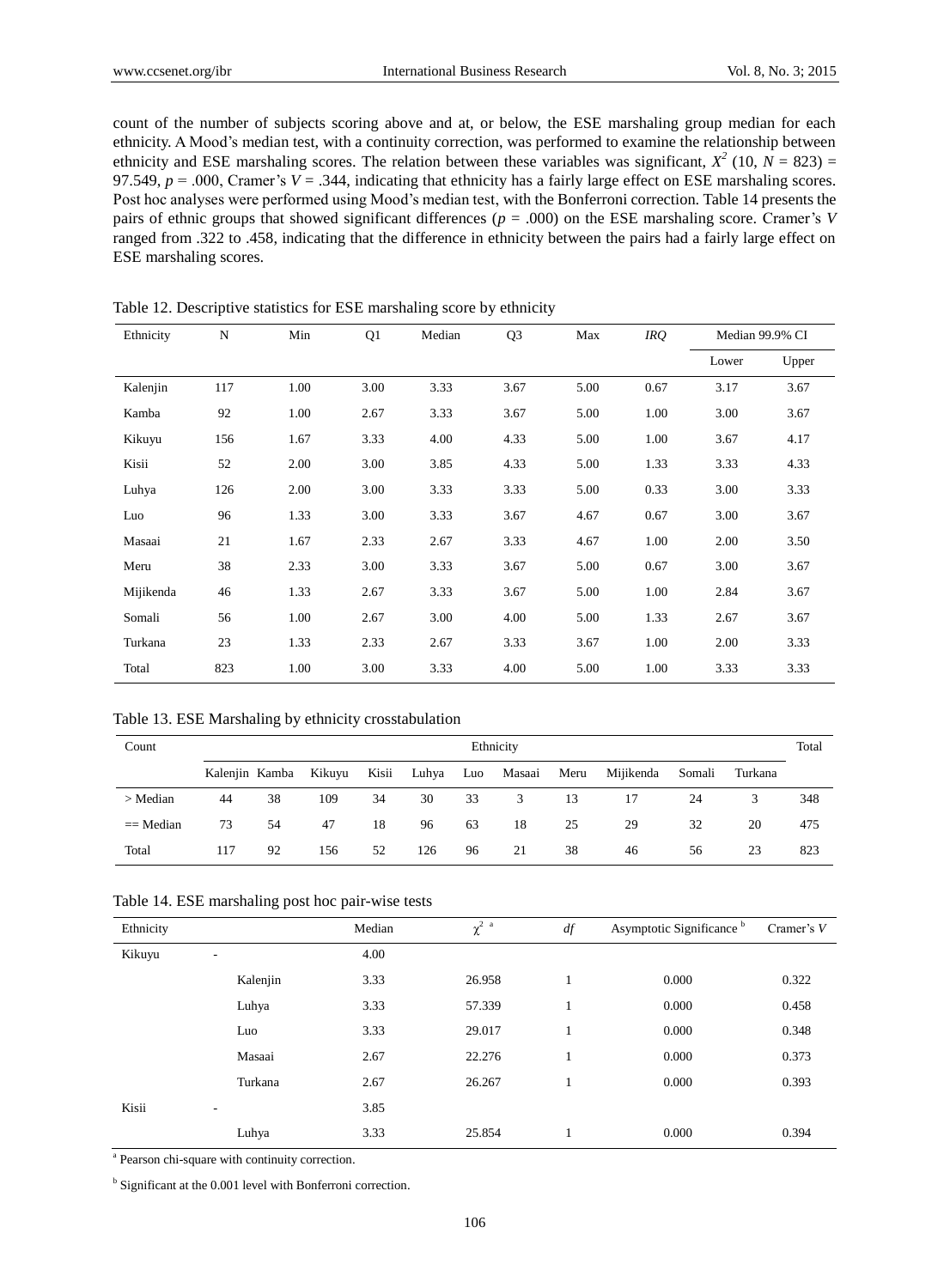count of the number of subjects scoring above and at, or below, the ESE marshaling group median for each ethnicity. A Mood's median test, with a continuity correction, was performed to examine the relationship between ethnicity and ESE marshaling scores. The relation between these variables was significant, $X^2$ (10, $N$ = 823) = 97.549, $p$ = .000, Cramer's $V$ = .344, indicating that ethnicity has a fairly large effect on ESE marshaling scores. Post hoc analyses were performed using Mood's median test, with the Bonferroni correction. Table 14 presents the pairs of ethnic groups that showed significant differences ($p$ = .000) on the ESE marshaling score. Cramer's $V$ ranged from .322 to .458, indicating that the difference in ethnicity between the pairs had a fairly large effect on ESE marshaling scores.

Table 12. Descriptive statistics for ESE marshaling score by ethnicity

| Ethnicity | N | Min | Q1 | Median | Q3 | Max | *IRQ* | Median 99.9% CI | |
|---|---|---|---|---|---|---|---|---|---|
| | | | | | | | | Lower | Upper |
| Kalenjin | 117 | 1.00 | 3.00 | 3.33 | 3.67 | 5.00 | 0.67 | 3.17 | 3.67 |
| Kamba | 92 | 1.00 | 2.67 | 3.33 | 3.67 | 5.00 | 1.00 | 3.00 | 3.67 |
| Kikuyu | 156 | 1.67 | 3.33 | 4.00 | 4.33 | 5.00 | 1.00 | 3.67 | 4.17 |
| Kisii | 52 | 2.00 | 3.00 | 3.85 | 4.33 | 5.00 | 1.33 | 3.33 | 4.33 |
| Luhya | 126 | 2.00 | 3.00 | 3.33 | 3.33 | 5.00 | 0.33 | 3.00 | 3.33 |
| Luo | 96 | 1.33 | 3.00 | 3.33 | 3.67 | 4.67 | 0.67 | 3.00 | 3.67 |
| Masaai | 21 | 1.67 | 2.33 | 2.67 | 3.33 | 4.67 | 1.00 | 2.00 | 3.50 |
| Meru | 38 | 2.33 | 3.00 | 3.33 | 3.67 | 5.00 | 0.67 | 3.00 | 3.67 |
| Mijikenda | 46 | 1.33 | 2.67 | 3.33 | 3.67 | 5.00 | 1.00 | 2.84 | 3.67 |
| Somali | 56 | 1.00 | 2.67 | 3.00 | 4.00 | 5.00 | 1.33 | 2.67 | 3.67 |
| Turkana | 23 | 1.33 | 2.33 | 2.67 | 3.33 | 3.67 | 1.00 | 2.00 | 3.33 |
| Total | 823 | 1.00 | 3.00 | 3.33 | 4.00 | 5.00 | 1.00 | 3.33 | 3.33 |

Table 13. ESE Marshaling by ethnicity crosstabulation

| Count | Ethnicity | | | | | | | | | | | Total |
|---|---|---|---|---|---|---|---|---|---|---|---|---|
| | Kalenjin | Kamba | Kikuyu | Kisii | Luhya | Luo | Masaai | Meru | Mijikenda | Somali | Turkana | |
| > Median | 44 | 38 | 109 | 34 | 30 | 33 | 3 | 13 | 17 | 24 | 3 | 348 |
| == Median | 73 | 54 | 47 | 18 | 96 | 63 | 18 | 25 | 29 | 32 | 20 | 475 |
| Total | 117 | 92 | 156 | 52 | 126 | 96 | 21 | 38 | 46 | 56 | 23 | 823 |

Table 14. ESE marshaling post hoc pair-wise tests

| Ethnicity | | Median | $\chi^2$ [a] | *df* | Asymptotic Significance [b] | Cramer's *V* |
|---|---|---|---|---|---|---|
| Kikuyu | - | 4.00 | | | | |
| | Kalenjin | 3.33 | 26.958 | 1 | 0.000 | 0.322 |
| | Luhya | 3.33 | 57.339 | 1 | 0.000 | 0.458 |
| | Luo | 3.33 | 29.017 | 1 | 0.000 | 0.348 |
| | Masaai | 2.67 | 22.276 | 1 | 0.000 | 0.373 |
| | Turkana | 2.67 | 26.267 | 1 | 0.000 | 0.393 |
| Kisii | - | 3.85 | | | | |
| | Luhya | 3.33 | 25.854 | 1 | 0.000 | 0.394 |

[a] Pearson chi-square with continuity correction.

[b] Significant at the 0.001 level with Bonferroni correction.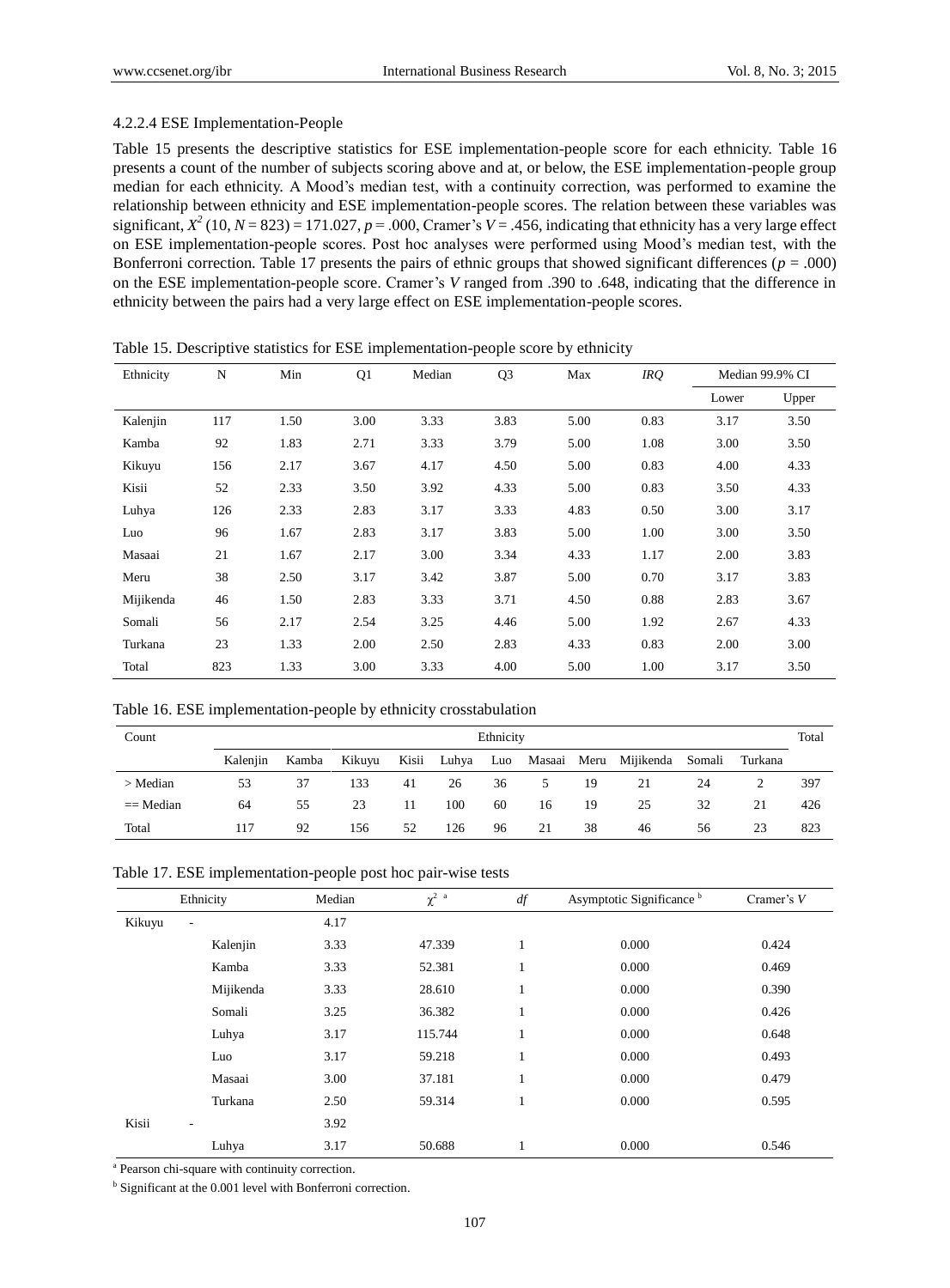#### 4.2.2.4 ESE Implementation-People

Table 15 presents the descriptive statistics for ESE implementation-people score for each ethnicity. Table 16 presents a count of the number of subjects scoring above and at, or below, the ESE implementation-people group median for each ethnicity. A Mood's median test, with a continuity correction, was performed to examine the relationship between ethnicity and ESE implementation-people scores. The relation between these variables was significant, $X^2$ (10, $N$ = 823) = 171.027, $p$ = .000, Cramer's $V$ = .456, indicating that ethnicity has a very large effect on ESE implementation-people scores. Post hoc analyses were performed using Mood's median test, with the Bonferroni correction. Table 17 presents the pairs of ethnic groups that showed significant differences ($p$ = .000) on the ESE implementation-people score. Cramer's $V$ ranged from .390 to .648, indicating that the difference in ethnicity between the pairs had a very large effect on ESE implementation-people scores.

Table 15. Descriptive statistics for ESE implementation-people score by ethnicity

| Ethnicity | N | Min | Q1 | Median | Q3 | Max | *IRQ* | Median 99.9% CI | |
|---|---|---|---|---|---|---|---|---|---|
| | | | | | | | | Lower | Upper |
| Kalenjin | 117 | 1.50 | 3.00 | 3.33 | 3.83 | 5.00 | 0.83 | 3.17 | 3.50 |
| Kamba | 92 | 1.83 | 2.71 | 3.33 | 3.79 | 5.00 | 1.08 | 3.00 | 3.50 |
| Kikuyu | 156 | 2.17 | 3.67 | 4.17 | 4.50 | 5.00 | 0.83 | 4.00 | 4.33 |
| Kisii | 52 | 2.33 | 3.50 | 3.92 | 4.33 | 5.00 | 0.83 | 3.50 | 4.33 |
| Luhya | 126 | 2.33 | 2.83 | 3.17 | 3.33 | 4.83 | 0.50 | 3.00 | 3.17 |
| Luo | 96 | 1.67 | 2.83 | 3.17 | 3.83 | 5.00 | 1.00 | 3.00 | 3.50 |
| Masaai | 21 | 1.67 | 2.17 | 3.00 | 3.34 | 4.33 | 1.17 | 2.00 | 3.83 |
| Meru | 38 | 2.50 | 3.17 | 3.42 | 3.87 | 5.00 | 0.70 | 3.17 | 3.83 |
| Mijikenda | 46 | 1.50 | 2.83 | 3.33 | 3.71 | 4.50 | 0.88 | 2.83 | 3.67 |
| Somali | 56 | 2.17 | 2.54 | 3.25 | 4.46 | 5.00 | 1.92 | 2.67 | 4.33 |
| Turkana | 23 | 1.33 | 2.00 | 2.50 | 2.83 | 4.33 | 0.83 | 2.00 | 3.00 |
| Total | 823 | 1.33 | 3.00 | 3.33 | 4.00 | 5.00 | 1.00 | 3.17 | 3.50 |

Table 16. ESE implementation-people by ethnicity crosstabulation

| Count | Ethnicity | | | | | | | | | | | Total |
|---|---|---|---|---|---|---|---|---|---|---|---|---|
| | Kalenjin | Kamba | Kikuyu | Kisii | Luhya | Luo | Masaai | Meru | Mijikenda | Somali | Turkana | |
| > Median | 53 | 37 | 133 | 41 | 26 | 36 | 5 | 19 | 21 | 24 | 2 | 397 |
| == Median | 64 | 55 | 23 | 11 | 100 | 60 | 16 | 19 | 25 | 32 | 21 | 426 |
| Total | 117 | 92 | 156 | 52 | 126 | 96 | 21 | 38 | 46 | 56 | 23 | 823 |

Table 17. ESE implementation-people post hoc pair-wise tests

| Ethnicity | | Median | $\chi^2$ [a] | *df* | Asymptotic Significance [b] | Cramer's *V* |
|---|---|---|---|---|---|---|
| Kikuyu | - | 4.17 | | | | |
| | Kalenjin | 3.33 | 47.339 | 1 | 0.000 | 0.424 |
| | Kamba | 3.33 | 52.381 | 1 | 0.000 | 0.469 |
| | Mijikenda | 3.33 | 28.610 | 1 | 0.000 | 0.390 |
| | Somali | 3.25 | 36.382 | 1 | 0.000 | 0.426 |
| | Luhya | 3.17 | 115.744 | 1 | 0.000 | 0.648 |
| | Luo | 3.17 | 59.218 | 1 | 0.000 | 0.493 |
| | Masaai | 3.00 | 37.181 | 1 | 0.000 | 0.479 |
| | Turkana | 2.50 | 59.314 | 1 | 0.000 | 0.595 |
| Kisii | - | 3.92 | | | | |
| | Luhya | 3.17 | 50.688 | 1 | 0.000 | 0.546 |

[a] Pearson chi-square with continuity correction.

[b] Significant at the 0.001 level with Bonferroni correction.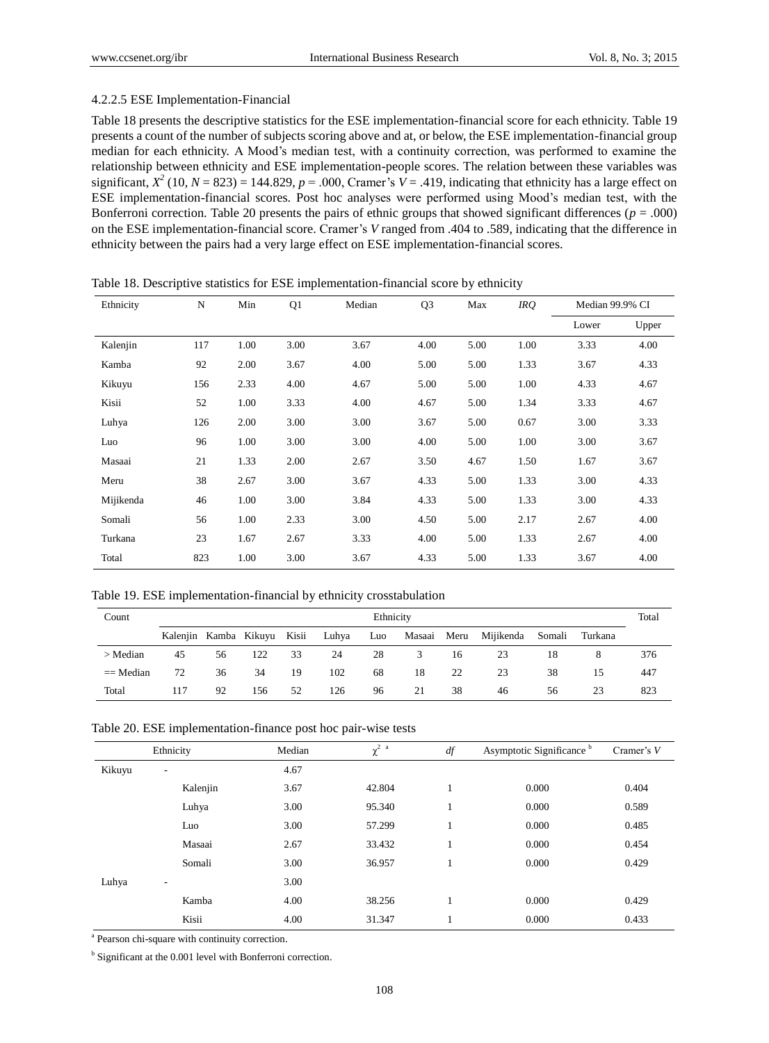#### 4.2.2.5 ESE Implementation-Financial

Table 18 presents the descriptive statistics for the ESE implementation-financial score for each ethnicity. Table 19 presents a count of the number of subjects scoring above and at, or below, the ESE implementation-financial group median for each ethnicity. A Mood's median test, with a continuity correction, was performed to examine the relationship between ethnicity and ESE implementation-people scores. The relation between these variables was significant, $X^2$ (10, $N$ = 823) = 144.829, $p$ = .000, Cramer's $V$ = .419, indicating that ethnicity has a large effect on ESE implementation-financial scores. Post hoc analyses were performed using Mood's median test, with the Bonferroni correction. Table 20 presents the pairs of ethnic groups that showed significant differences ($p$ = .000) on the ESE implementation-financial score. Cramer's $V$ ranged from .404 to .589, indicating that the difference in ethnicity between the pairs had a very large effect on ESE implementation-financial scores.

Table 18. Descriptive statistics for ESE implementation-financial score by ethnicity

| Ethnicity | N | Min | Q1 | Median | Q3 | Max | *IRQ* | Median 99.9% CI | |
|---|---|---|---|---|---|---|---|---|---|
| | | | | | | | | Lower | Upper |
| Kalenjin | 117 | 1.00 | 3.00 | 3.67 | 4.00 | 5.00 | 1.00 | 3.33 | 4.00 |
| Kamba | 92 | 2.00 | 3.67 | 4.00 | 5.00 | 5.00 | 1.33 | 3.67 | 4.33 |
| Kikuyu | 156 | 2.33 | 4.00 | 4.67 | 5.00 | 5.00 | 1.00 | 4.33 | 4.67 |
| Kisii | 52 | 1.00 | 3.33 | 4.00 | 4.67 | 5.00 | 1.34 | 3.33 | 4.67 |
| Luhya | 126 | 2.00 | 3.00 | 3.00 | 3.67 | 5.00 | 0.67 | 3.00 | 3.33 |
| Luo | 96 | 1.00 | 3.00 | 3.00 | 4.00 | 5.00 | 1.00 | 3.00 | 3.67 |
| Masaai | 21 | 1.33 | 2.00 | 2.67 | 3.50 | 4.67 | 1.50 | 1.67 | 3.67 |
| Meru | 38 | 2.67 | 3.00 | 3.67 | 4.33 | 5.00 | 1.33 | 3.00 | 4.33 |
| Mijikenda | 46 | 1.00 | 3.00 | 3.84 | 4.33 | 5.00 | 1.33 | 3.00 | 4.33 |
| Somali | 56 | 1.00 | 2.33 | 3.00 | 4.50 | 5.00 | 2.17 | 2.67 | 4.00 |
| Turkana | 23 | 1.67 | 2.67 | 3.33 | 4.00 | 5.00 | 1.33 | 2.67 | 4.00 |
| Total | 823 | 1.00 | 3.00 | 3.67 | 4.33 | 5.00 | 1.33 | 3.67 | 4.00 |

Table 19. ESE implementation-financial by ethnicity crosstabulation

| Count | Ethnicity | | | | | | | | | | | Total |
|---|---|---|---|---|---|---|---|---|---|---|---|---|
| | Kalenjin | Kamba | Kikuyu | Kisii | Luhya | Luo | Masaai | Meru | Mijikenda | Somali | Turkana | |
| > Median | 45 | 56 | 122 | 33 | 24 | 28 | 3 | 16 | 23 | 18 | 8 | 376 |
| == Median | 72 | 36 | 34 | 19 | 102 | 68 | 18 | 22 | 23 | 38 | 15 | 447 |
| Total | 117 | 92 | 156 | 52 | 126 | 96 | 21 | 38 | 46 | 56 | 23 | 823 |

Table 20. ESE implementation-finance post hoc pair-wise tests

| Ethnicity | | Median | $\chi^2$ [a] | *df* | Asymptotic Significance [b] | Cramer's *V* |
|---|---|---|---|---|---|---|
| Kikuyu | - | 4.67 | | | | |
| | Kalenjin | 3.67 | 42.804 | 1 | 0.000 | 0.404 |
| | Luhya | 3.00 | 95.340 | 1 | 0.000 | 0.589 |
| | Luo | 3.00 | 57.299 | 1 | 0.000 | 0.485 |
| | Masaai | 2.67 | 33.432 | 1 | 0.000 | 0.454 |
| | Somali | 3.00 | 36.957 | 1 | 0.000 | 0.429 |
| Luhya | - | 3.00 | | | | |
| | Kamba | 4.00 | 38.256 | 1 | 0.000 | 0.429 |
| | Kisii | 4.00 | 31.347 | 1 | 0.000 | 0.433 |

[a] Pearson chi-square with continuity correction.

[b] Significant at the 0.001 level with Bonferroni correction.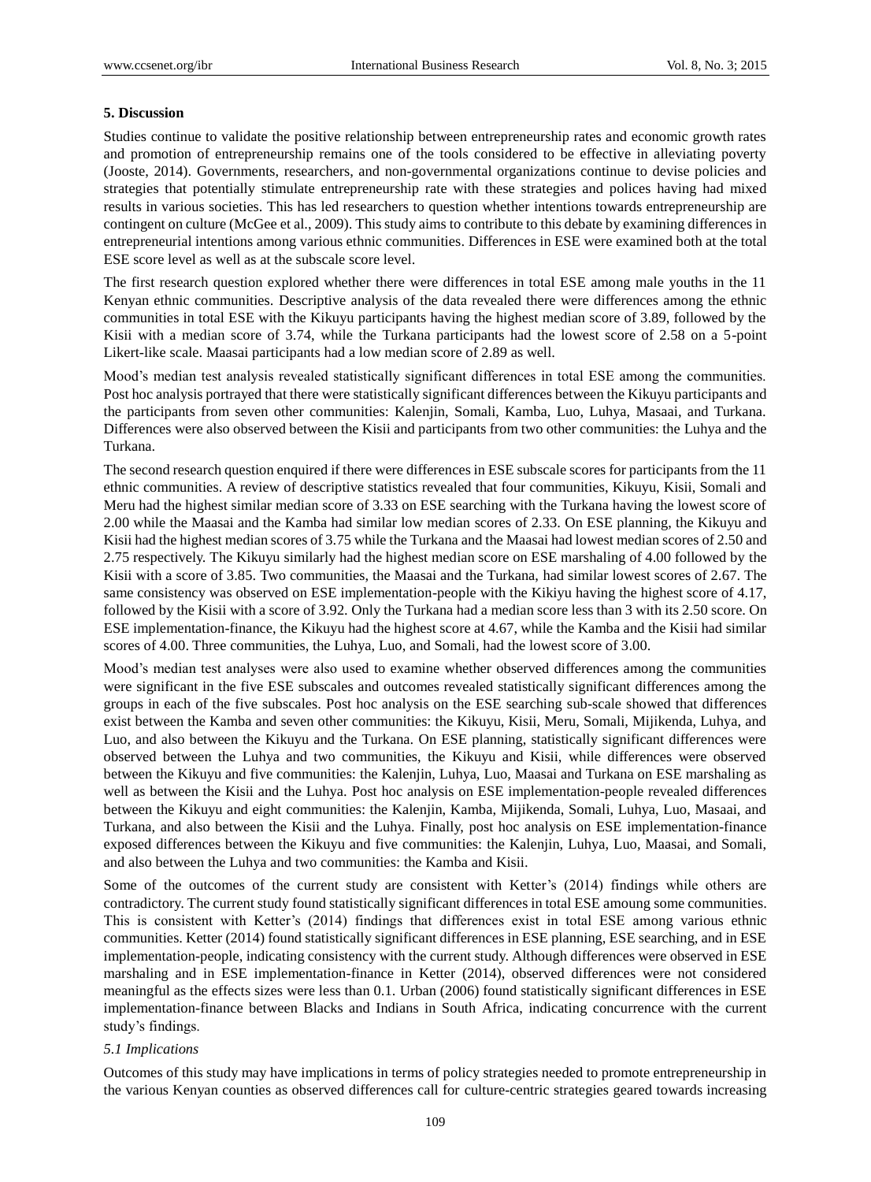## 5. Discussion

Studies continue to validate the positive relationship between entrepreneurship rates and economic growth rates and promotion of entrepreneurship remains one of the tools considered to be effective in alleviating poverty (Jooste, 2014). Governments, researchers, and non-governmental organizations continue to devise policies and strategies that potentially stimulate entrepreneurship rate with these strategies and polices having had mixed results in various societies. This has led researchers to question whether intentions towards entrepreneurship are contingent on culture (McGee et al., 2009). This study aims to contribute to this debate by examining differences in entrepreneurial intentions among various ethnic communities. Differences in ESE were examined both at the total ESE score level as well as at the subscale score level.

The first research question explored whether there were differences in total ESE among male youths in the 11 Kenyan ethnic communities. Descriptive analysis of the data revealed there were differences among the ethnic communities in total ESE with the Kikuyu participants having the highest median score of 3.89, followed by the Kisii with a median score of 3.74, while the Turkana participants had the lowest score of 2.58 on a 5-point Likert-like scale. Maasai participants had a low median score of 2.89 as well.

Mood's median test analysis revealed statistically significant differences in total ESE among the communities. Post hoc analysis portrayed that there were statistically significant differences between the Kikuyu participants and the participants from seven other communities: Kalenjin, Somali, Kamba, Luo, Luhya, Masaai, and Turkana. Differences were also observed between the Kisii and participants from two other communities: the Luhya and the Turkana.

The second research question enquired if there were differences in ESE subscale scores for participants from the 11 ethnic communities. A review of descriptive statistics revealed that four communities, Kikuyu, Kisii, Somali and Meru had the highest similar median score of 3.33 on ESE searching with the Turkana having the lowest score of 2.00 while the Maasai and the Kamba had similar low median scores of 2.33. On ESE planning, the Kikuyu and Kisii had the highest median scores of 3.75 while the Turkana and the Maasai had lowest median scores of 2.50 and 2.75 respectively. The Kikuyu similarly had the highest median score on ESE marshaling of 4.00 followed by the Kisii with a score of 3.85. Two communities, the Maasai and the Turkana, had similar lowest scores of 2.67. The same consistency was observed on ESE implementation-people with the Kikiyu having the highest score of 4.17, followed by the Kisii with a score of 3.92. Only the Turkana had a median score less than 3 with its 2.50 score. On ESE implementation-finance, the Kikuyu had the highest score at 4.67, while the Kamba and the Kisii had similar scores of 4.00. Three communities, the Luhya, Luo, and Somali, had the lowest score of 3.00.

Mood's median test analyses were also used to examine whether observed differences among the communities were significant in the five ESE subscales and outcomes revealed statistically significant differences among the groups in each of the five subscales. Post hoc analysis on the ESE searching sub-scale showed that differences exist between the Kamba and seven other communities: the Kikuyu, Kisii, Meru, Somali, Mijikenda, Luhya, and Luo, and also between the Kikuyu and the Turkana. On ESE planning, statistically significant differences were observed between the Luhya and two communities, the Kikuyu and Kisii, while differences were observed between the Kikuyu and five communities: the Kalenjin, Luhya, Luo, Maasai and Turkana on ESE marshaling as well as between the Kisii and the Luhya. Post hoc analysis on ESE implementation-people revealed differences between the Kikuyu and eight communities: the Kalenjin, Kamba, Mijikenda, Somali, Luhya, Luo, Masaai, and Turkana, and also between the Kisii and the Luhya. Finally, post hoc analysis on ESE implementation-finance exposed differences between the Kikuyu and five communities: the Kalenjin, Luhya, Luo, Maasai, and Somali, and also between the Luhya and two communities: the Kamba and Kisii.

Some of the outcomes of the current study are consistent with Ketter's (2014) findings while others are contradictory. The current study found statistically significant differences in total ESE amoung some communities. This is consistent with Ketter's (2014) findings that differences exist in total ESE among various ethnic communities. Ketter (2014) found statistically significant differences in ESE planning, ESE searching, and in ESE implementation-people, indicating consistency with the current study. Although differences were observed in ESE marshaling and in ESE implementation-finance in Ketter (2014), observed differences were not considered meaningful as the effects sizes were less than 0.1. Urban (2006) found statistically significant differences in ESE implementation-finance between Blacks and Indians in South Africa, indicating concurrence with the current study's findings.

### *5.1 Implications*

Outcomes of this study may have implications in terms of policy strategies needed to promote entrepreneurship in the various Kenyan counties as observed differences call for culture-centric strategies geared towards increasing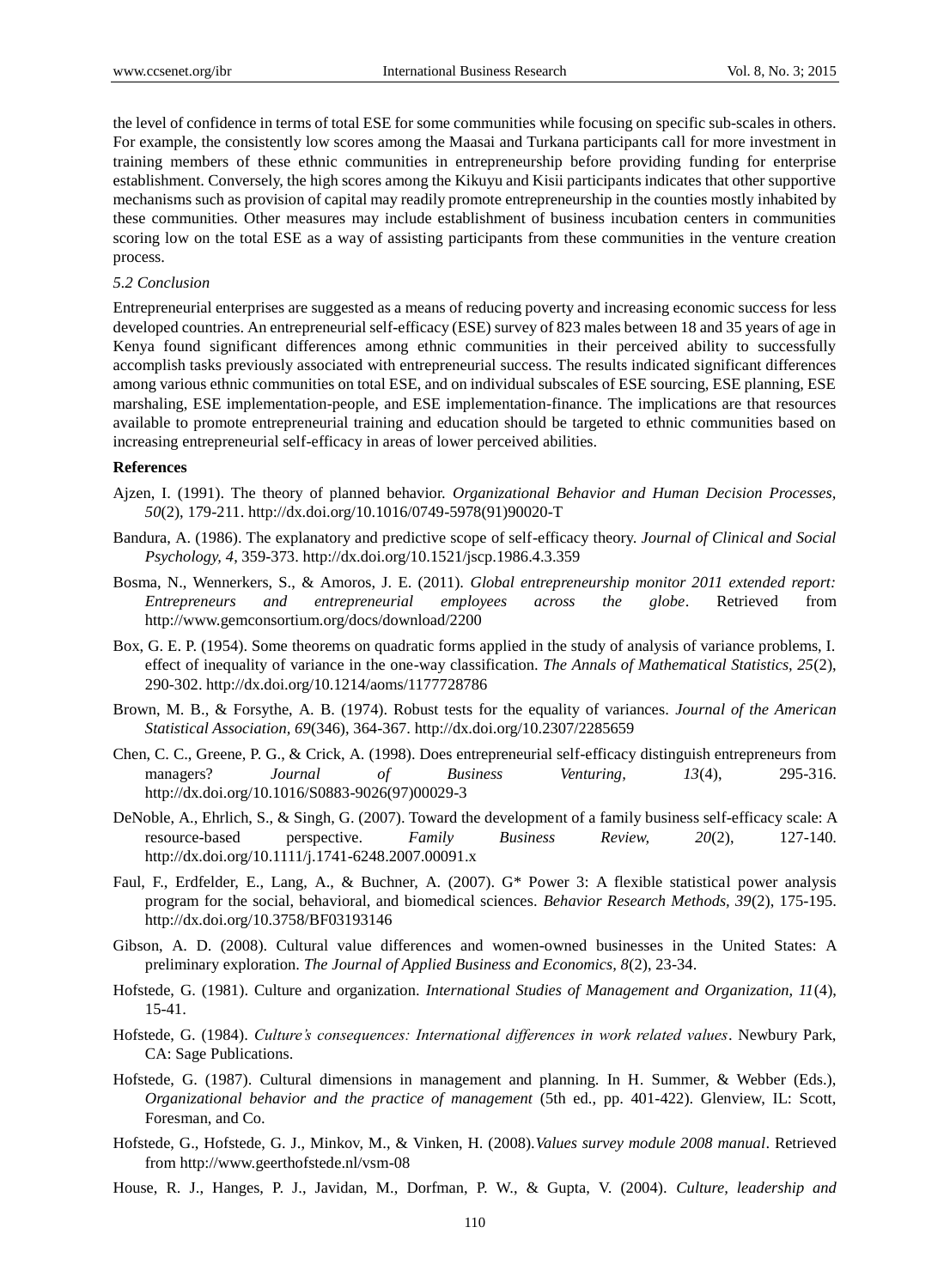the level of confidence in terms of total ESE for some communities while focusing on specific sub-scales in others. For example, the consistently low scores among the Maasai and Turkana participants call for more investment in training members of these ethnic communities in entrepreneurship before providing funding for enterprise establishment. Conversely, the high scores among the Kikuyu and Kisii participants indicates that other supportive mechanisms such as provision of capital may readily promote entrepreneurship in the counties mostly inhabited by these communities. Other measures may include establishment of business incubation centers in communities scoring low on the total ESE as a way of assisting participants from these communities in the venture creation process.

### *5.2 Conclusion*

Entrepreneurial enterprises are suggested as a means of reducing poverty and increasing economic success for less developed countries. An entrepreneurial self-efficacy (ESE) survey of 823 males between 18 and 35 years of age in Kenya found significant differences among ethnic communities in their perceived ability to successfully accomplish tasks previously associated with entrepreneurial success. The results indicated significant differences among various ethnic communities on total ESE, and on individual subscales of ESE sourcing, ESE planning, ESE marshaling, ESE implementation-people, and ESE implementation-finance. The implications are that resources available to promote entrepreneurial training and education should be targeted to ethnic communities based on increasing entrepreneurial self-efficacy in areas of lower perceived abilities.

## References

Ajzen, I. (1991). The theory of planned behavior. *Organizational Behavior and Human Decision Processes, 50*(2), 179-211. http://dx.doi.org/10.1016/0749-5978(91)90020-T

Bandura, A. (1986). The explanatory and predictive scope of self-efficacy theory. *Journal of Clinical and Social Psychology, 4*, 359-373. http://dx.doi.org/10.1521/jscp.1986.4.3.359

Bosma, N., Wennerkers, S., & Amoros, J. E. (2011). *Global entrepreneurship monitor 2011 extended report: Entrepreneurs and entrepreneurial employees across the globe*. Retrieved from http://www.gemconsortium.org/docs/download/2200

Box, G. E. P. (1954). Some theorems on quadratic forms applied in the study of analysis of variance problems, I. effect of inequality of variance in the one-way classification. *The Annals of Mathematical Statistics, 25*(2), 290-302. http://dx.doi.org/10.1214/aoms/1177728786

Brown, M. B., & Forsythe, A. B. (1974). Robust tests for the equality of variances. *Journal of the American Statistical Association, 69*(346), 364-367. http://dx.doi.org/10.2307/2285659

Chen, C. C., Greene, P. G., & Crick, A. (1998). Does entrepreneurial self-efficacy distinguish entrepreneurs from managers? *Journal of Business Venturing, 13*(4), 295-316. http://dx.doi.org/10.1016/S0883-9026(97)00029-3

DeNoble, A., Ehrlich, S., & Singh, G. (2007). Toward the development of a family business self-efficacy scale: A resource-based perspective. *Family Business Review, 20*(2), 127-140. http://dx.doi.org/10.1111/j.1741-6248.2007.00091.x

Faul, F., Erdfelder, E., Lang, A., & Buchner, A. (2007). G* Power 3: A flexible statistical power analysis program for the social, behavioral, and biomedical sciences. *Behavior Research Methods, 39*(2), 175-195. http://dx.doi.org/10.3758/BF03193146

Gibson, A. D. (2008). Cultural value differences and women-owned businesses in the United States: A preliminary exploration. *The Journal of Applied Business and Economics, 8*(2), 23-34.

Hofstede, G. (1981). Culture and organization. *International Studies of Management and Organization, 11*(4), 15-41.

Hofstede, G. (1984). *Culture's consequences: International differences in work related values*. Newbury Park, CA: Sage Publications.

Hofstede, G. (1987). Cultural dimensions in management and planning. In H. Summer, & Webber (Eds.), *Organizational behavior and the practice of management* (5th ed., pp. 401-422). Glenview, IL: Scott, Foresman, and Co.

Hofstede, G., Hofstede, G. J., Minkov, M., & Vinken, H. (2008).*Values survey module 2008 manual*. Retrieved from http://www.geerthofstede.nl/vsm-08

House, R. J., Hanges, P. J., Javidan, M., Dorfman, P. W., & Gupta, V. (2004). *Culture, leadership and*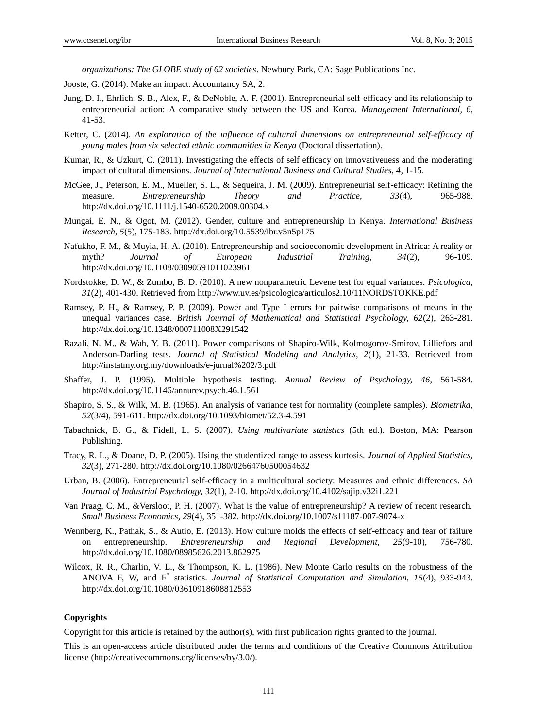*organizations: The GLOBE study of 62 societies*. Newbury Park, CA: Sage Publications Inc.

Jooste, G. (2014). Make an impact. Accountancy SA, 2.

Jung, D. I., Ehrlich, S. B., Alex, F., & DeNoble, A. F. (2001). Entrepreneurial self-efficacy and its relationship to entrepreneurial action: A comparative study between the US and Korea. *Management International, 6*, 41-53.

Ketter, C. (2014). *An exploration of the influence of cultural dimensions on entrepreneurial self-efficacy of young males from six selected ethnic communities in Kenya* (Doctoral dissertation).

Kumar, R., & Uzkurt, C. (2011). Investigating the effects of self efficacy on innovativeness and the moderating impact of cultural dimensions. *Journal of International Business and Cultural Studies, 4*, 1-15.

McGee, J., Peterson, E. M., Mueller, S. L., & Sequeira, J. M. (2009). Entrepreneurial self-efficacy: Refining the measure. *Entrepreneurship Theory and Practice, 33*(4), 965-988. http://dx.doi.org/10.1111/j.1540-6520.2009.00304.x

Mungai, E. N., & Ogot, M. (2012). Gender, culture and entrepreneurship in Kenya. *International Business Research, 5*(5), 175-183. http://dx.doi.org/10.5539/ibr.v5n5p175

Nafukho, F. M., & Muyia, H. A. (2010). Entrepreneurship and socioeconomic development in Africa: A reality or myth? *Journal of European Industrial Training, 34*(2), 96-109. http://dx.doi.org/10.1108/03090591011023961

Nordstokke, D. W., & Zumbo, B. D. (2010). A new nonparametric Levene test for equal variances. *Psicologica, 31*(2), 401-430. Retrieved from http://www.uv.es/psicologica/articulos2.10/11NORDSTOKKE.pdf

Ramsey, P. H., & Ramsey, P. P. (2009). Power and Type I errors for pairwise comparisons of means in the unequal variances case. *British Journal of Mathematical and Statistical Psychology, 62*(2), 263-281. http://dx.doi.org/10.1348/000711008X291542

Razali, N. M., & Wah, Y. B. (2011). Power comparisons of Shapiro-Wilk, Kolmogorov-Smirov, Lilliefors and Anderson-Darling tests. *Journal of Statistical Modeling and Analytics, 2*(1), 21-33. Retrieved from http://instatmy.org.my/downloads/e-jurnal%202/3.pdf

Shaffer, J. P. (1995). Multiple hypothesis testing. *Annual Review of Psychology, 46*, 561-584. http://dx.doi.org/10.1146/annurev.psych.46.1.561

Shapiro, S. S., & Wilk, M. B. (1965). An analysis of variance test for normality (complete samples). *Biometrika, 52*(3/4), 591-611. http://dx.doi.org/10.1093/biomet/52.3-4.591

Tabachnick, B. G., & Fidell, L. S. (2007). *Using multivariate statistics* (5th ed.). Boston, MA: Pearson Publishing.

Tracy, R. L., & Doane, D. P. (2005). Using the studentized range to assess kurtosis. *Journal of Applied Statistics, 32*(3), 271-280. http://dx.doi.org/10.1080/02664760500054632

Urban, B. (2006). Entrepreneurial self-efficacy in a multicultural society: Measures and ethnic differences. *SA Journal of Industrial Psychology, 32*(1), 2-10. http://dx.doi.org/10.4102/sajip.v32i1.221

Van Praag, C. M., &Versloot, P. H. (2007). What is the value of entrepreneurship? A review of recent research. *Small Business Economics, 29*(4), 351-382. http://dx.doi.org/10.1007/s11187-007-9074-x

Wennberg, K., Pathak, S., & Autio, E. (2013). How culture molds the effects of self-efficacy and fear of failure on entrepreneurship. *Entrepreneurship and Regional Development, 25*(9-10), 756-780. http://dx.doi.org/10.1080/08985626.2013.862975

Wilcox, R. R., Charlin, V. L., & Thompson, K. L. (1986). New Monte Carlo results on the robustness of the ANOVA F, W, and $F^*$ statistics. *Journal of Statistical Computation and Simulation, 15*(4), 933-943. http://dx.doi.org/10.1080/03610918608812553

## Copyrights

Copyright for this article is retained by the author(s), with first publication rights granted to the journal.

This is an open-access article distributed under the terms and conditions of the Creative Commons Attribution license (http://creativecommons.org/licenses/by/3.0/).